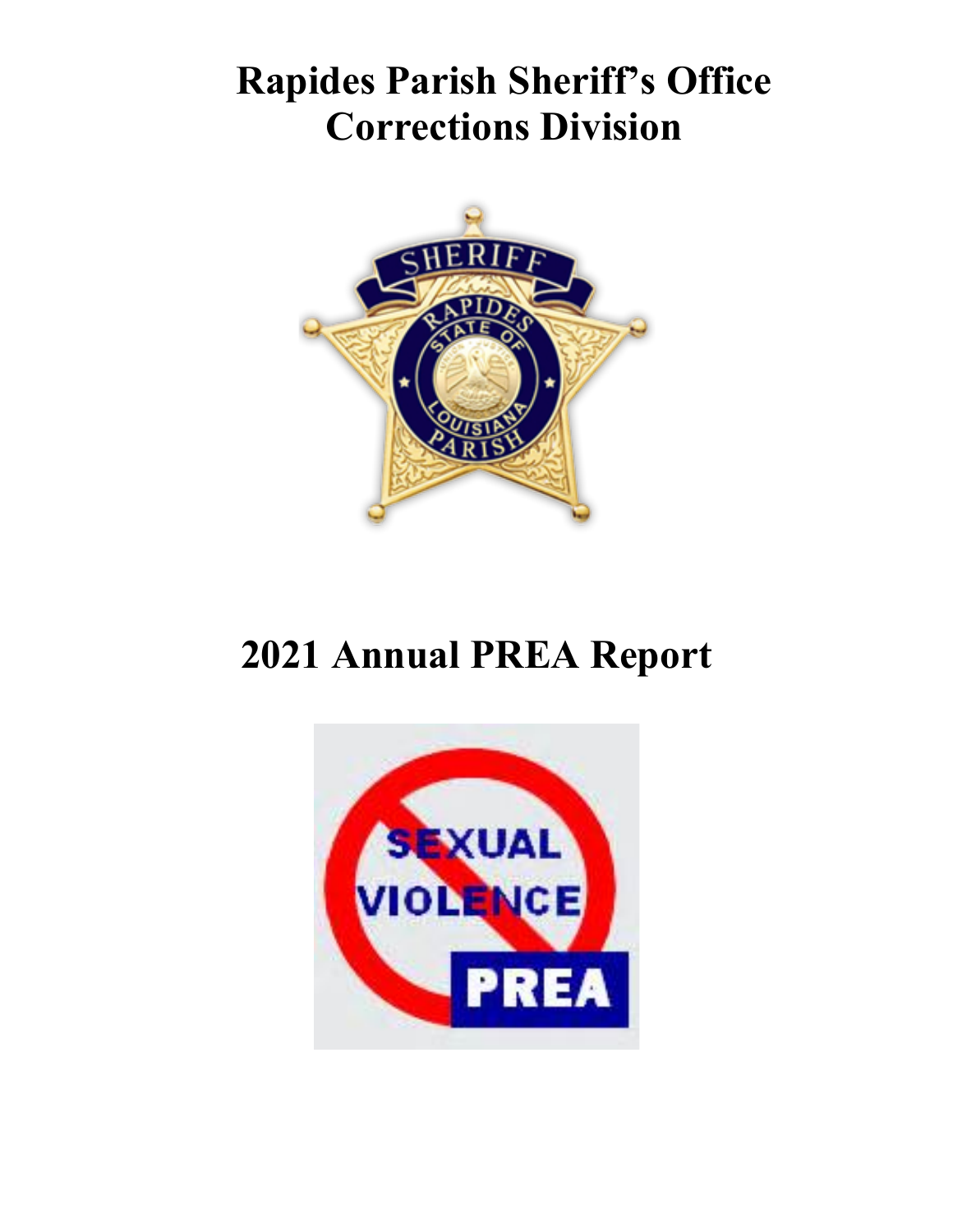# Rapides Parish Sheriff's Office
# Corrections Division

# 2021 Annual PREA Report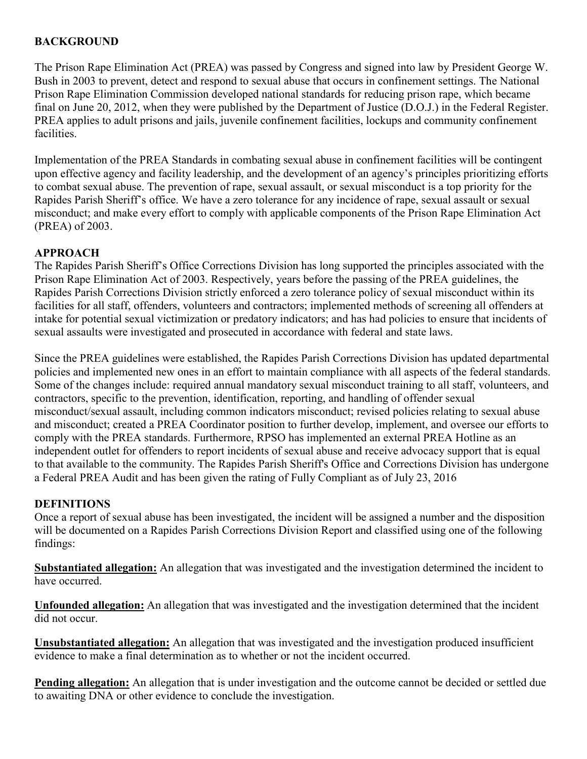## BACKGROUND

The Prison Rape Elimination Act (PREA) was passed by Congress and signed into law by President George W. Bush in 2003 to prevent, detect and respond to sexual abuse that occurs in confinement settings. The National Prison Rape Elimination Commission developed national standards for reducing prison rape, which became final on June 20, 2012, when they were published by the Department of Justice (D.O.J.) in the Federal Register. PREA applies to adult prisons and jails, juvenile confinement facilities, lockups and community confinement facilities.

Implementation of the PREA Standards in combating sexual abuse in confinement facilities will be contingent upon effective agency and facility leadership, and the development of an agency's principles prioritizing efforts to combat sexual abuse. The prevention of rape, sexual assault, or sexual misconduct is a top priority for the Rapides Parish Sheriff's office. We have a zero tolerance for any incidence of rape, sexual assault or sexual misconduct; and make every effort to comply with applicable components of the Prison Rape Elimination Act (PREA) of 2003.

## APPROACH

The Rapides Parish Sheriff's Office Corrections Division has long supported the principles associated with the Prison Rape Elimination Act of 2003. Respectively, years before the passing of the PREA guidelines, the Rapides Parish Corrections Division strictly enforced a zero tolerance policy of sexual misconduct within its facilities for all staff, offenders, volunteers and contractors; implemented methods of screening all offenders at intake for potential sexual victimization or predatory indicators; and has had policies to ensure that incidents of sexual assaults were investigated and prosecuted in accordance with federal and state laws.

Since the PREA guidelines were established, the Rapides Parish Corrections Division has updated departmental policies and implemented new ones in an effort to maintain compliance with all aspects of the federal standards. Some of the changes include: required annual mandatory sexual misconduct training to all staff, volunteers, and contractors, specific to the prevention, identification, reporting, and handling of offender sexual misconduct/sexual assault, including common indicators misconduct; revised policies relating to sexual abuse and misconduct; created a PREA Coordinator position to further develop, implement, and oversee our efforts to comply with the PREA standards. Furthermore, RPSO has implemented an external PREA Hotline as an independent outlet for offenders to report incidents of sexual abuse and receive advocacy support that is equal to that available to the community. The Rapides Parish Sheriff's Office and Corrections Division has undergone a Federal PREA Audit and has been given the rating of Fully Compliant as of July 23, 2016

## DEFINITIONS

Once a report of sexual abuse has been investigated, the incident will be assigned a number and the disposition will be documented on a Rapides Parish Corrections Division Report and classified using one of the following findings:

**Substantiated allegation:** An allegation that was investigated and the investigation determined the incident to have occurred.

**Unfounded allegation:** An allegation that was investigated and the investigation determined that the incident did not occur.

**Unsubstantiated allegation:** An allegation that was investigated and the investigation produced insufficient evidence to make a final determination as to whether or not the incident occurred.

**Pending allegation:** An allegation that is under investigation and the outcome cannot be decided or settled due to awaiting DNA or other evidence to conclude the investigation.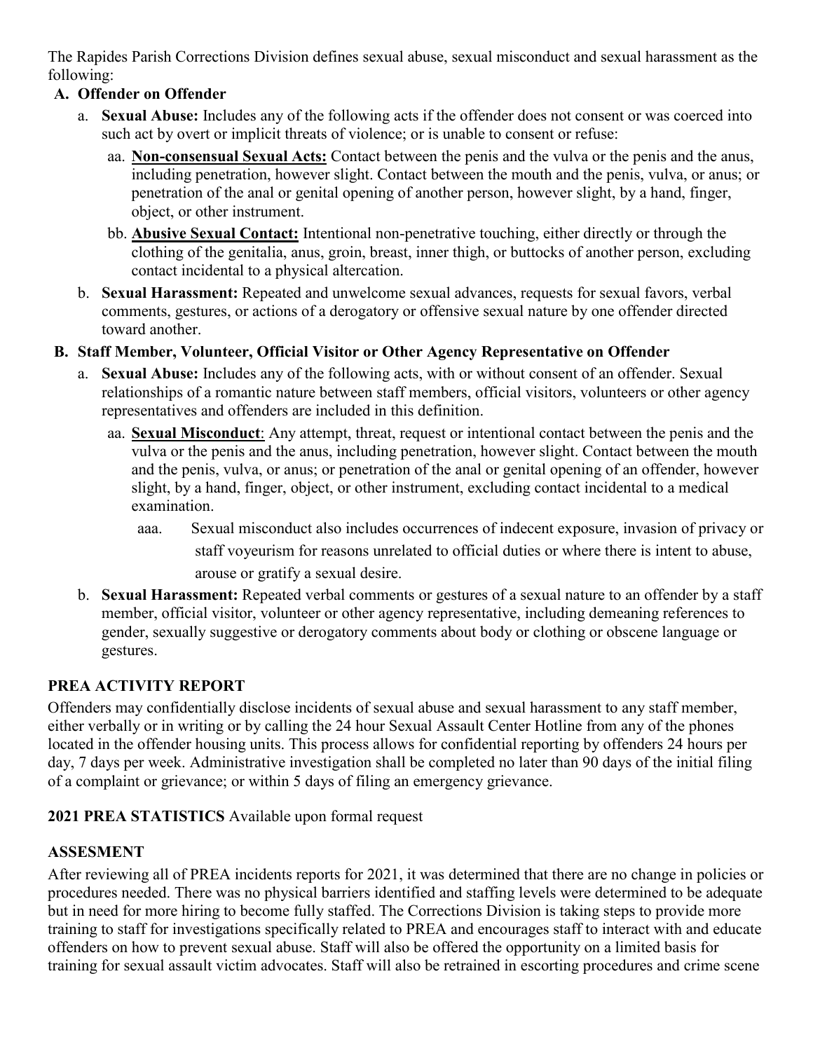The Rapides Parish Corrections Division defines sexual abuse, sexual misconduct and sexual harassment as the following:

**A. Offender on Offender**

a. **Sexual Abuse:** Includes any of the following acts if the offender does not consent or was coerced into such act by overt or implicit threats of violence; or is unable to consent or refuse:

aa. **Non-consensual Sexual Acts:** Contact between the penis and the vulva or the penis and the anus, including penetration, however slight. Contact between the mouth and the penis, vulva, or anus; or penetration of the anal or genital opening of another person, however slight, by a hand, finger, object, or other instrument.

bb. **Abusive Sexual Contact:** Intentional non-penetrative touching, either directly or through the clothing of the genitalia, anus, groin, breast, inner thigh, or buttocks of another person, excluding contact incidental to a physical altercation.

b. **Sexual Harassment:** Repeated and unwelcome sexual advances, requests for sexual favors, verbal comments, gestures, or actions of a derogatory or offensive sexual nature by one offender directed toward another.

**B. Staff Member, Volunteer, Official Visitor or Other Agency Representative on Offender**

a. **Sexual Abuse:** Includes any of the following acts, with or without consent of an offender. Sexual relationships of a romantic nature between staff members, official visitors, volunteers or other agency representatives and offenders are included in this definition.

aa. **Sexual Misconduct**: Any attempt, threat, request or intentional contact between the penis and the vulva or the penis and the anus, including penetration, however slight. Contact between the mouth and the penis, vulva, or anus; or penetration of the anal or genital opening of an offender, however slight, by a hand, finger, object, or other instrument, excluding contact incidental to a medical examination.

aaa. Sexual misconduct also includes occurrences of indecent exposure, invasion of privacy or staff voyeurism for reasons unrelated to official duties or where there is intent to abuse, arouse or gratify a sexual desire.

b. **Sexual Harassment:** Repeated verbal comments or gestures of a sexual nature to an offender by a staff member, official visitor, volunteer or other agency representative, including demeaning references to gender, sexually suggestive or derogatory comments about body or clothing or obscene language or gestures.

**PREA ACTIVITY REPORT**

Offenders may confidentially disclose incidents of sexual abuse and sexual harassment to any staff member, either verbally or in writing or by calling the 24 hour Sexual Assault Center Hotline from any of the phones located in the offender housing units. This process allows for confidential reporting by offenders 24 hours per day, 7 days per week. Administrative investigation shall be completed no later than 90 days of the initial filing of a complaint or grievance; or within 5 days of filing an emergency grievance.

**2021 PREA STATISTICS** Available upon formal request

**ASSESMENT**

After reviewing all of PREA incidents reports for 2021, it was determined that there are no change in policies or procedures needed. There was no physical barriers identified and staffing levels were determined to be adequate but in need for more hiring to become fully staffed. The Corrections Division is taking steps to provide more training to staff for investigations specifically related to PREA and encourages staff to interact with and educate offenders on how to prevent sexual abuse. Staff will also be offered the opportunity on a limited basis for training for sexual assault victim advocates. Staff will also be retrained in escorting procedures and crime scene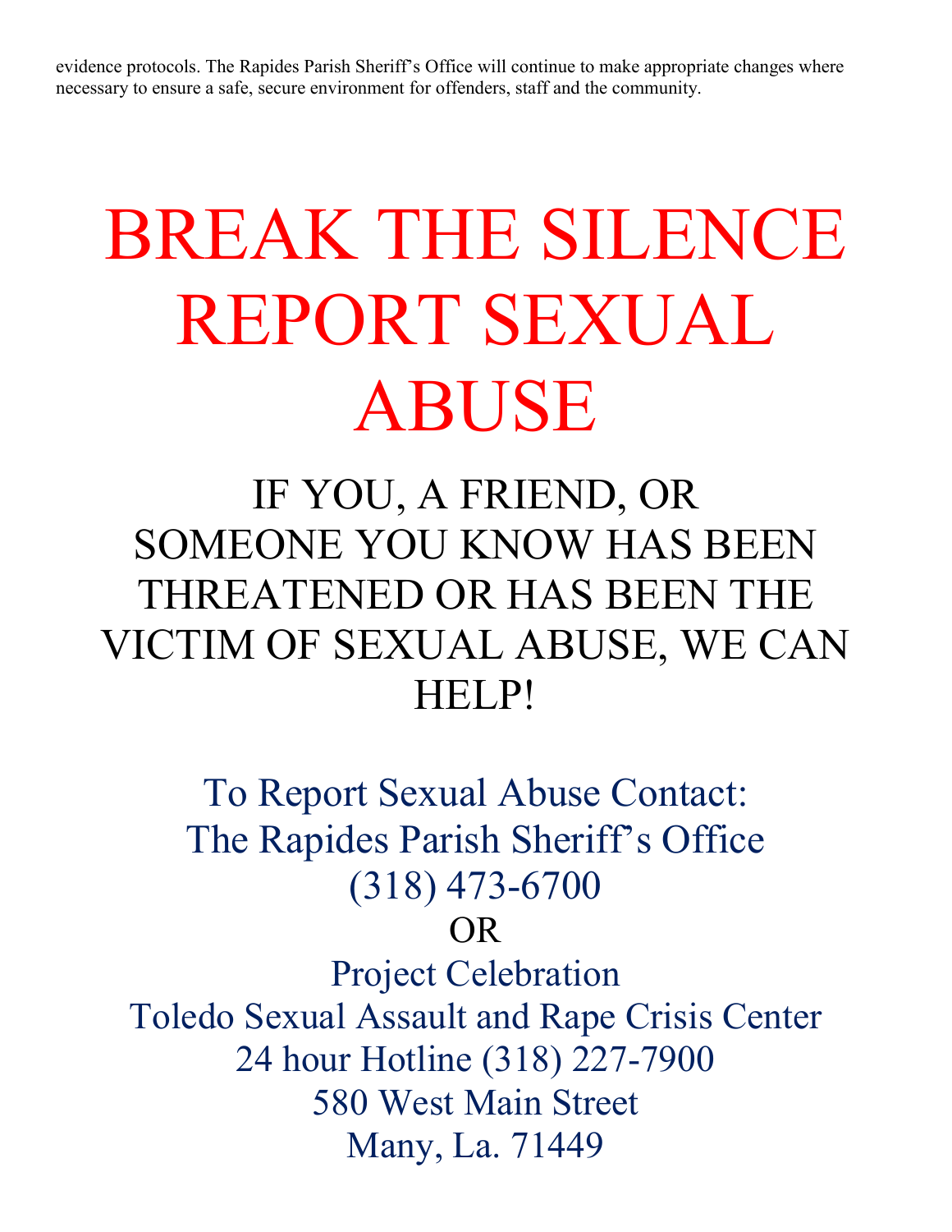evidence protocols. The Rapides Parish Sheriff's Office will continue to make appropriate changes where necessary to ensure a safe, secure environment for offenders, staff and the community.

# BREAK THE SILENCE REPORT SEXUAL ABUSE

## IF YOU, A FRIEND, OR SOMEONE YOU KNOW HAS BEEN THREATENED OR HAS BEEN THE VICTIM OF SEXUAL ABUSE, WE CAN HELP!

To Report Sexual Abuse Contact:
The Rapides Parish Sheriff's Office
(318) 473-6700

OR

Project Celebration
Toledo Sexual Assault and Rape Crisis Center
24 hour Hotline (318) 227-7900
580 West Main Street
Many, La. 71449